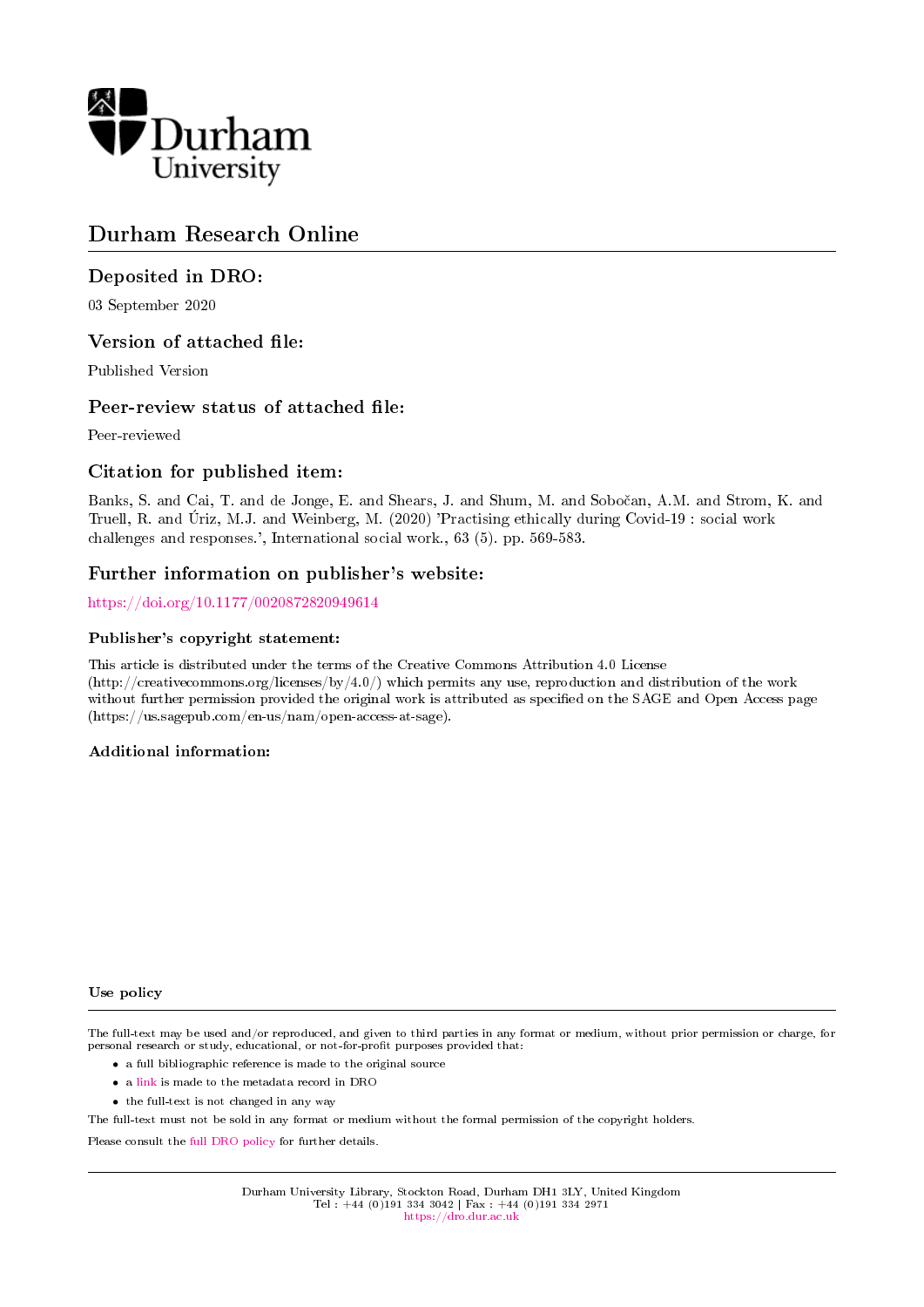Durham University

# Durham Research Online

## Deposited in DRO:

03 September 2020

## Version of attached file:

Published Version

## Peer-review status of attached file:

Peer-reviewed

## Citation for published item:

Banks, S. and Cai, T. and de Jonge, E. and Shears, J. and Shum, M. and Sobočan, A.M. and Strom, K. and Truell, R. and Úriz, M.J. and Weinberg, M. (2020) 'Practising ethically during Covid-19 : social work challenges and responses.', International social work., 63 (5). pp. 569-583.

## Further information on publisher's website:

https://doi.org/10.1177/0020872820949614

### Publisher's copyright statement:

This article is distributed under the terms of the Creative Commons Attribution 4.0 License (http://creativecommons.org/licenses/by/4.0/) which permits any use, reproduction and distribution of the work without further permission provided the original work is attributed as specified on the SAGE and Open Access page (https://us.sagepub.com/en-us/nam/open-access-at-sage).

### Additional information:

### Use policy

The full-text may be used and/or reproduced, and given to third parties in any format or medium, without prior permission or charge, for personal research or study, educational, or not-for-profit purposes provided that:

- a full bibliographic reference is made to the original source
- a link is made to the metadata record in DRO
- the full-text is not changed in any way

The full-text must not be sold in any format or medium without the formal permission of the copyright holders.

Please consult the full DRO policy for further details.

Durham University Library, Stockton Road, Durham DH1 3LY, United Kingdom
Tel : +44 (0)191 334 3042 | Fax : +44 (0)191 334 2971
https://dro.dur.ac.uk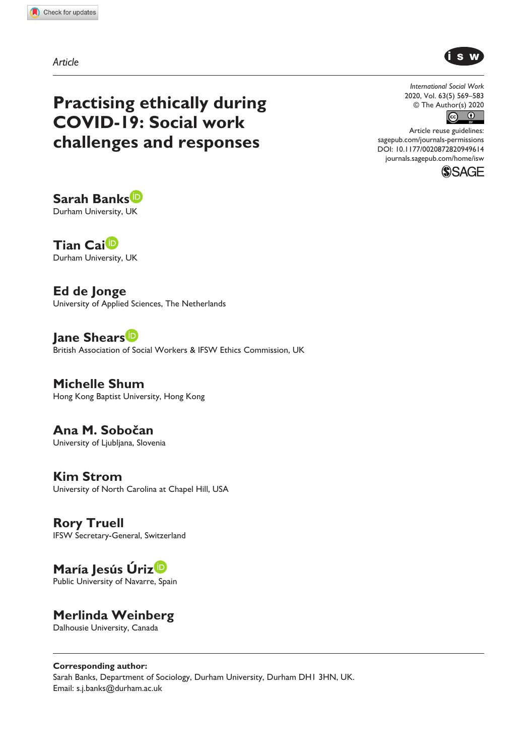Article

# Practising ethically during COVID-19: Social work challenges and responses

International Social Work
2020, Vol. 63(5) 569–583
© The Author(s) 2020
Article reuse guidelines:
sagepub.com/journals-permissions
DOI: 10.1177/0020872820949614
journals.sagepub.com/home/isw

**Sarah Banks**
Durham University, UK

**Tian Cai**
Durham University, UK

**Ed de Jonge**
University of Applied Sciences, The Netherlands

**Jane Shears**
British Association of Social Workers & IFSW Ethics Commission, UK

**Michelle Shum**
Hong Kong Baptist University, Hong Kong

**Ana M. Sobočan**
University of Ljubljana, Slovenia

**Kim Strom**
University of North Carolina at Chapel Hill, USA

**Rory Truell**
IFSW Secretary-General, Switzerland

**María Jesús Úriz**
Public University of Navarre, Spain

**Merlinda Weinberg**
Dalhousie University, Canada

**Corresponding author:**
Sarah Banks, Department of Sociology, Durham University, Durham DH1 3HN, UK.
Email: s.j.banks@durham.ac.uk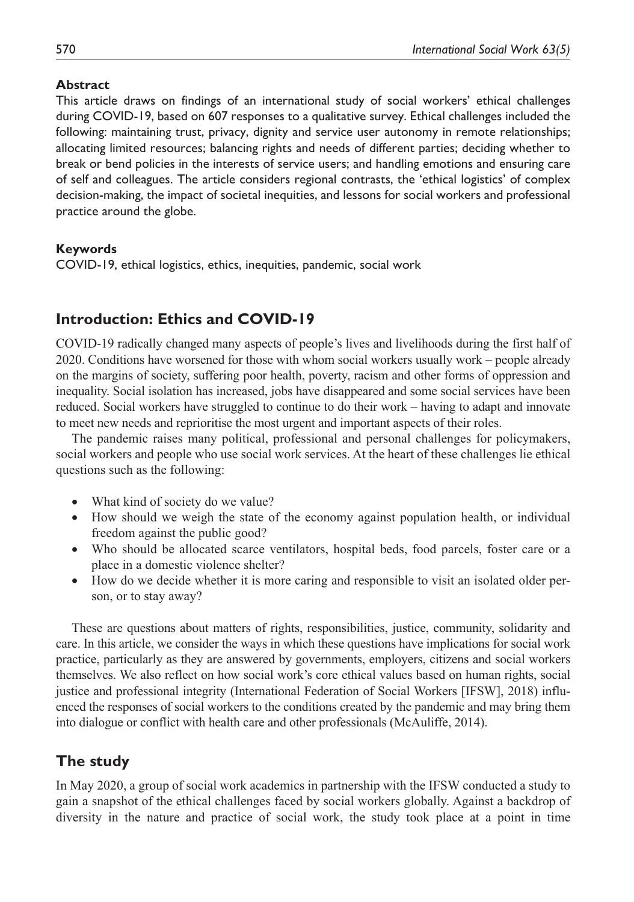## Abstract

This article draws on findings of an international study of social workers' ethical challenges during COVID-19, based on 607 responses to a qualitative survey. Ethical challenges included the following: maintaining trust, privacy, dignity and service user autonomy in remote relationships; allocating limited resources; balancing rights and needs of different parties; deciding whether to break or bend policies in the interests of service users; and handling emotions and ensuring care of self and colleagues. The article considers regional contrasts, the 'ethical logistics' of complex decision-making, the impact of societal inequities, and lessons for social workers and professional practice around the globe.

## Keywords

COVID-19, ethical logistics, ethics, inequities, pandemic, social work

## Introduction: Ethics and COVID-19

COVID-19 radically changed many aspects of people's lives and livelihoods during the first half of 2020. Conditions have worsened for those with whom social workers usually work – people already on the margins of society, suffering poor health, poverty, racism and other forms of oppression and inequality. Social isolation has increased, jobs have disappeared and some social services have been reduced. Social workers have struggled to continue to do their work – having to adapt and innovate to meet new needs and reprioritise the most urgent and important aspects of their roles.

The pandemic raises many political, professional and personal challenges for policymakers, social workers and people who use social work services. At the heart of these challenges lie ethical questions such as the following:

- What kind of society do we value?
- How should we weigh the state of the economy against population health, or individual freedom against the public good?
- Who should be allocated scarce ventilators, hospital beds, food parcels, foster care or a place in a domestic violence shelter?
- How do we decide whether it is more caring and responsible to visit an isolated older person, or to stay away?

These are questions about matters of rights, responsibilities, justice, community, solidarity and care. In this article, we consider the ways in which these questions have implications for social work practice, particularly as they are answered by governments, employers, citizens and social workers themselves. We also reflect on how social work's core ethical values based on human rights, social justice and professional integrity (International Federation of Social Workers [IFSW], 2018) influenced the responses of social workers to the conditions created by the pandemic and may bring them into dialogue or conflict with health care and other professionals (McAuliffe, 2014).

## The study

In May 2020, a group of social work academics in partnership with the IFSW conducted a study to gain a snapshot of the ethical challenges faced by social workers globally. Against a backdrop of diversity in the nature and practice of social work, the study took place at a point in time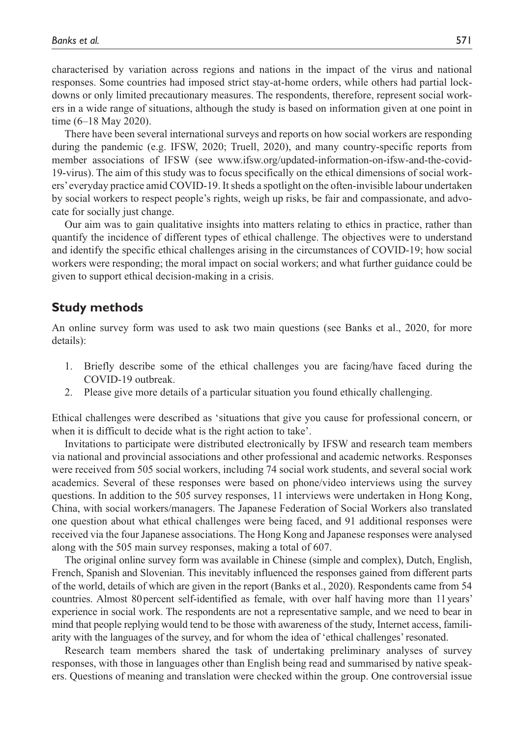characterised by variation across regions and nations in the impact of the virus and national responses. Some countries had imposed strict stay-at-home orders, while others had partial lockdowns or only limited precautionary measures. The respondents, therefore, represent social workers in a wide range of situations, although the study is based on information given at one point in time (6–18 May 2020).

There have been several international surveys and reports on how social workers are responding during the pandemic (e.g. IFSW, 2020; Truell, 2020), and many country-specific reports from member associations of IFSW (see www.ifsw.org/updated-information-on-ifsw-and-the-covid-19-virus). The aim of this study was to focus specifically on the ethical dimensions of social workers' everyday practice amid COVID-19. It sheds a spotlight on the often-invisible labour undertaken by social workers to respect people's rights, weigh up risks, be fair and compassionate, and advocate for socially just change.

Our aim was to gain qualitative insights into matters relating to ethics in practice, rather than quantify the incidence of different types of ethical challenge. The objectives were to understand and identify the specific ethical challenges arising in the circumstances of COVID-19; how social workers were responding; the moral impact on social workers; and what further guidance could be given to support ethical decision-making in a crisis.

## Study methods

An online survey form was used to ask two main questions (see Banks et al., 2020, for more details):

1. Briefly describe some of the ethical challenges you are facing/have faced during the COVID-19 outbreak.
2. Please give more details of a particular situation you found ethically challenging.

Ethical challenges were described as 'situations that give you cause for professional concern, or when it is difficult to decide what is the right action to take'.

Invitations to participate were distributed electronically by IFSW and research team members via national and provincial associations and other professional and academic networks. Responses were received from 505 social workers, including 74 social work students, and several social work academics. Several of these responses were based on phone/video interviews using the survey questions. In addition to the 505 survey responses, 11 interviews were undertaken in Hong Kong, China, with social workers/managers. The Japanese Federation of Social Workers also translated one question about what ethical challenges were being faced, and 91 additional responses were received via the four Japanese associations. The Hong Kong and Japanese responses were analysed along with the 505 main survey responses, making a total of 607.

The original online survey form was available in Chinese (simple and complex), Dutch, English, French, Spanish and Slovenian. This inevitably influenced the responses gained from different parts of the world, details of which are given in the report (Banks et al., 2020). Respondents came from 54 countries. Almost 80 percent self-identified as female, with over half having more than 11 years' experience in social work. The respondents are not a representative sample, and we need to bear in mind that people replying would tend to be those with awareness of the study, Internet access, familiarity with the languages of the survey, and for whom the idea of 'ethical challenges' resonated.

Research team members shared the task of undertaking preliminary analyses of survey responses, with those in languages other than English being read and summarised by native speakers. Questions of meaning and translation were checked within the group. One controversial issue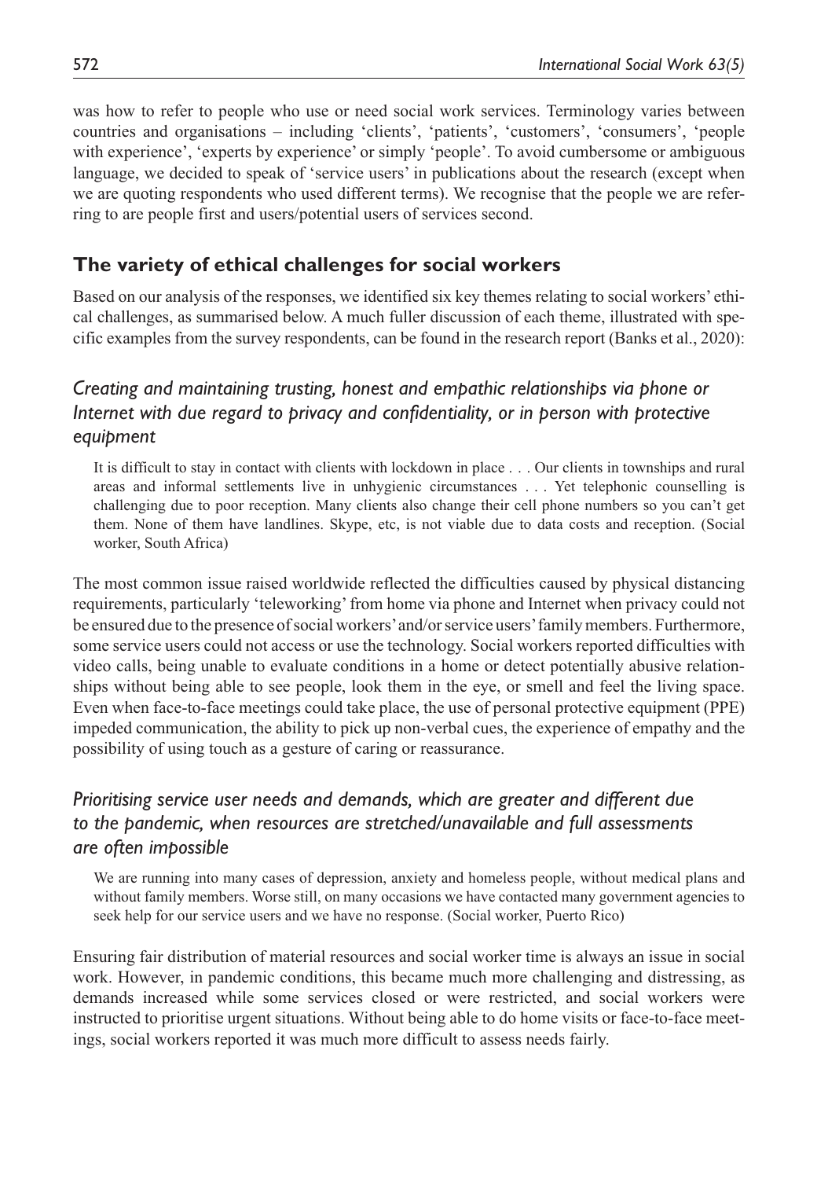was how to refer to people who use or need social work services. Terminology varies between countries and organisations – including 'clients', 'patients', 'customers', 'consumers', 'people with experience', 'experts by experience' or simply 'people'. To avoid cumbersome or ambiguous language, we decided to speak of 'service users' in publications about the research (except when we are quoting respondents who used different terms). We recognise that the people we are referring to are people first and users/potential users of services second.

## The variety of ethical challenges for social workers

Based on our analysis of the responses, we identified six key themes relating to social workers' ethical challenges, as summarised below. A much fuller discussion of each theme, illustrated with specific examples from the survey respondents, can be found in the research report (Banks et al., 2020):

### *Creating and maintaining trusting, honest and empathic relationships via phone or Internet with due regard to privacy and confidentiality, or in person with protective equipment*

> It is difficult to stay in contact with clients with lockdown in place . . . Our clients in townships and rural areas and informal settlements live in unhygienic circumstances . . . Yet telephonic counselling is challenging due to poor reception. Many clients also change their cell phone numbers so you can't get them. None of them have landlines. Skype, etc, is not viable due to data costs and reception. (Social worker, South Africa)

The most common issue raised worldwide reflected the difficulties caused by physical distancing requirements, particularly 'teleworking' from home via phone and Internet when privacy could not be ensured due to the presence of social workers' and/or service users' family members. Furthermore, some service users could not access or use the technology. Social workers reported difficulties with video calls, being unable to evaluate conditions in a home or detect potentially abusive relationships without being able to see people, look them in the eye, or smell and feel the living space. Even when face-to-face meetings could take place, the use of personal protective equipment (PPE) impeded communication, the ability to pick up non-verbal cues, the experience of empathy and the possibility of using touch as a gesture of caring or reassurance.

### *Prioritising service user needs and demands, which are greater and different due to the pandemic, when resources are stretched/unavailable and full assessments are often impossible*

> We are running into many cases of depression, anxiety and homeless people, without medical plans and without family members. Worse still, on many occasions we have contacted many government agencies to seek help for our service users and we have no response. (Social worker, Puerto Rico)

Ensuring fair distribution of material resources and social worker time is always an issue in social work. However, in pandemic conditions, this became much more challenging and distressing, as demands increased while some services closed or were restricted, and social workers were instructed to prioritise urgent situations. Without being able to do home visits or face-to-face meetings, social workers reported it was much more difficult to assess needs fairly.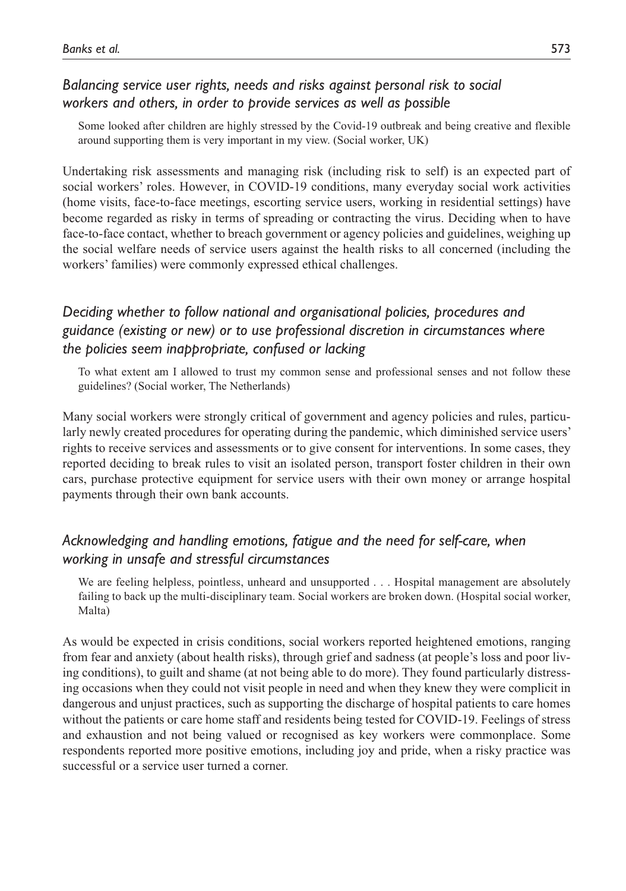### *Balancing service user rights, needs and risks against personal risk to social workers and others, in order to provide services as well as possible*

> Some looked after children are highly stressed by the Covid-19 outbreak and being creative and flexible around supporting them is very important in my view. (Social worker, UK)

Undertaking risk assessments and managing risk (including risk to self) is an expected part of social workers' roles. However, in COVID-19 conditions, many everyday social work activities (home visits, face-to-face meetings, escorting service users, working in residential settings) have become regarded as risky in terms of spreading or contracting the virus. Deciding when to have face-to-face contact, whether to breach government or agency policies and guidelines, weighing up the social welfare needs of service users against the health risks to all concerned (including the workers' families) were commonly expressed ethical challenges.

### *Deciding whether to follow national and organisational policies, procedures and guidance (existing or new) or to use professional discretion in circumstances where the policies seem inappropriate, confused or lacking*

> To what extent am I allowed to trust my common sense and professional senses and not follow these guidelines? (Social worker, The Netherlands)

Many social workers were strongly critical of government and agency policies and rules, particularly newly created procedures for operating during the pandemic, which diminished service users' rights to receive services and assessments or to give consent for interventions. In some cases, they reported deciding to break rules to visit an isolated person, transport foster children in their own cars, purchase protective equipment for service users with their own money or arrange hospital payments through their own bank accounts.

### *Acknowledging and handling emotions, fatigue and the need for self-care, when working in unsafe and stressful circumstances*

> We are feeling helpless, pointless, unheard and unsupported . . . Hospital management are absolutely failing to back up the multi-disciplinary team. Social workers are broken down. (Hospital social worker, Malta)

As would be expected in crisis conditions, social workers reported heightened emotions, ranging from fear and anxiety (about health risks), through grief and sadness (at people's loss and poor living conditions), to guilt and shame (at not being able to do more). They found particularly distressing occasions when they could not visit people in need and when they knew they were complicit in dangerous and unjust practices, such as supporting the discharge of hospital patients to care homes without the patients or care home staff and residents being tested for COVID-19. Feelings of stress and exhaustion and not being valued or recognised as key workers were commonplace. Some respondents reported more positive emotions, including joy and pride, when a risky practice was successful or a service user turned a corner.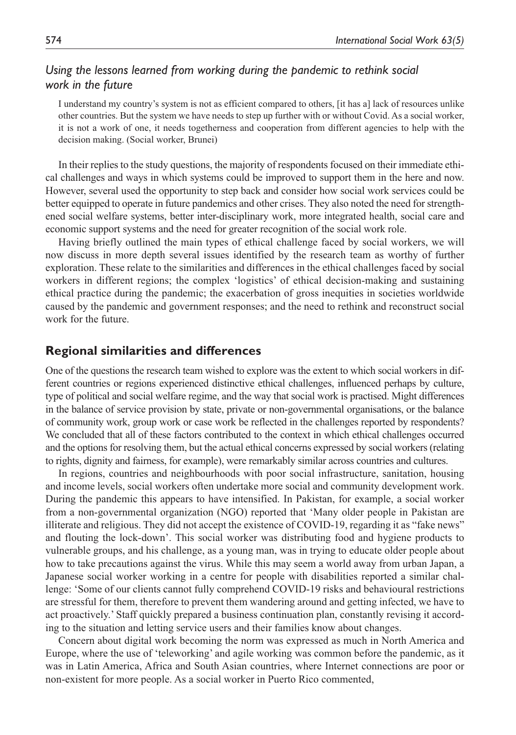### *Using the lessons learned from working during the pandemic to rethink social work in the future*

> I understand my country's system is not as efficient compared to others, [it has a] lack of resources unlike other countries. But the system we have needs to step up further with or without Covid. As a social worker, it is not a work of one, it needs togetherness and cooperation from different agencies to help with the decision making. (Social worker, Brunei)

In their replies to the study questions, the majority of respondents focused on their immediate ethical challenges and ways in which systems could be improved to support them in the here and now. However, several used the opportunity to step back and consider how social work services could be better equipped to operate in future pandemics and other crises. They also noted the need for strengthened social welfare systems, better inter-disciplinary work, more integrated health, social care and economic support systems and the need for greater recognition of the social work role.

Having briefly outlined the main types of ethical challenge faced by social workers, we will now discuss in more depth several issues identified by the research team as worthy of further exploration. These relate to the similarities and differences in the ethical challenges faced by social workers in different regions; the complex 'logistics' of ethical decision-making and sustaining ethical practice during the pandemic; the exacerbation of gross inequities in societies worldwide caused by the pandemic and government responses; and the need to rethink and reconstruct social work for the future.

## Regional similarities and differences

One of the questions the research team wished to explore was the extent to which social workers in different countries or regions experienced distinctive ethical challenges, influenced perhaps by culture, type of political and social welfare regime, and the way that social work is practised. Might differences in the balance of service provision by state, private or non-governmental organisations, or the balance of community work, group work or case work be reflected in the challenges reported by respondents? We concluded that all of these factors contributed to the context in which ethical challenges occurred and the options for resolving them, but the actual ethical concerns expressed by social workers (relating to rights, dignity and fairness, for example), were remarkably similar across countries and cultures.

In regions, countries and neighbourhoods with poor social infrastructure, sanitation, housing and income levels, social workers often undertake more social and community development work. During the pandemic this appears to have intensified. In Pakistan, for example, a social worker from a non-governmental organization (NGO) reported that 'Many older people in Pakistan are illiterate and religious. They did not accept the existence of COVID-19, regarding it as "fake news" and flouting the lock-down'. This social worker was distributing food and hygiene products to vulnerable groups, and his challenge, as a young man, was in trying to educate older people about how to take precautions against the virus. While this may seem a world away from urban Japan, a Japanese social worker working in a centre for people with disabilities reported a similar challenge: 'Some of our clients cannot fully comprehend COVID-19 risks and behavioural restrictions are stressful for them, therefore to prevent them wandering around and getting infected, we have to act proactively.' Staff quickly prepared a business continuation plan, constantly revising it according to the situation and letting service users and their families know about changes.

Concern about digital work becoming the norm was expressed as much in North America and Europe, where the use of 'teleworking' and agile working was common before the pandemic, as it was in Latin America, Africa and South Asian countries, where Internet connections are poor or non-existent for more people. As a social worker in Puerto Rico commented,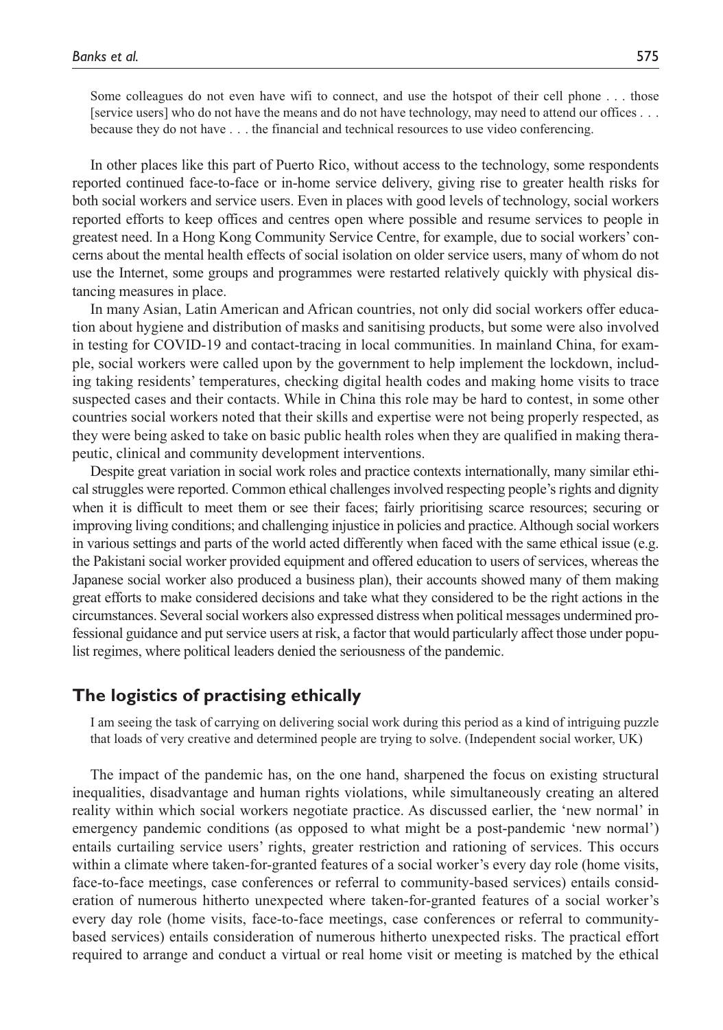> Some colleagues do not even have wifi to connect, and use the hotspot of their cell phone . . . those [service users] who do not have the means and do not have technology, may need to attend our offices . . . because they do not have . . . the financial and technical resources to use video conferencing.

In other places like this part of Puerto Rico, without access to the technology, some respondents reported continued face-to-face or in-home service delivery, giving rise to greater health risks for both social workers and service users. Even in places with good levels of technology, social workers reported efforts to keep offices and centres open where possible and resume services to people in greatest need. In a Hong Kong Community Service Centre, for example, due to social workers' concerns about the mental health effects of social isolation on older service users, many of whom do not use the Internet, some groups and programmes were restarted relatively quickly with physical distancing measures in place.

In many Asian, Latin American and African countries, not only did social workers offer education about hygiene and distribution of masks and sanitising products, but some were also involved in testing for COVID-19 and contact-tracing in local communities. In mainland China, for example, social workers were called upon by the government to help implement the lockdown, including taking residents' temperatures, checking digital health codes and making home visits to trace suspected cases and their contacts. While in China this role may be hard to contest, in some other countries social workers noted that their skills and expertise were not being properly respected, as they were being asked to take on basic public health roles when they are qualified in making therapeutic, clinical and community development interventions.

Despite great variation in social work roles and practice contexts internationally, many similar ethical struggles were reported. Common ethical challenges involved respecting people's rights and dignity when it is difficult to meet them or see their faces; fairly prioritising scarce resources; securing or improving living conditions; and challenging injustice in policies and practice. Although social workers in various settings and parts of the world acted differently when faced with the same ethical issue (e.g. the Pakistani social worker provided equipment and offered education to users of services, whereas the Japanese social worker also produced a business plan), their accounts showed many of them making great efforts to make considered decisions and take what they considered to be the right actions in the circumstances. Several social workers also expressed distress when political messages undermined professional guidance and put service users at risk, a factor that would particularly affect those under populist regimes, where political leaders denied the seriousness of the pandemic.

## The logistics of practising ethically

> I am seeing the task of carrying on delivering social work during this period as a kind of intriguing puzzle that loads of very creative and determined people are trying to solve. (Independent social worker, UK)

The impact of the pandemic has, on the one hand, sharpened the focus on existing structural inequalities, disadvantage and human rights violations, while simultaneously creating an altered reality within which social workers negotiate practice. As discussed earlier, the 'new normal' in emergency pandemic conditions (as opposed to what might be a post-pandemic 'new normal') entails curtailing service users' rights, greater restriction and rationing of services. This occurs within a climate where taken-for-granted features of a social worker's every day role (home visits, face-to-face meetings, case conferences or referral to community-based services) entails consideration of numerous hitherto unexpected where taken-for-granted features of a social worker's every day role (home visits, face-to-face meetings, case conferences or referral to community-based services) entails consideration of numerous hitherto unexpected risks. The practical effort required to arrange and conduct a virtual or real home visit or meeting is matched by the ethical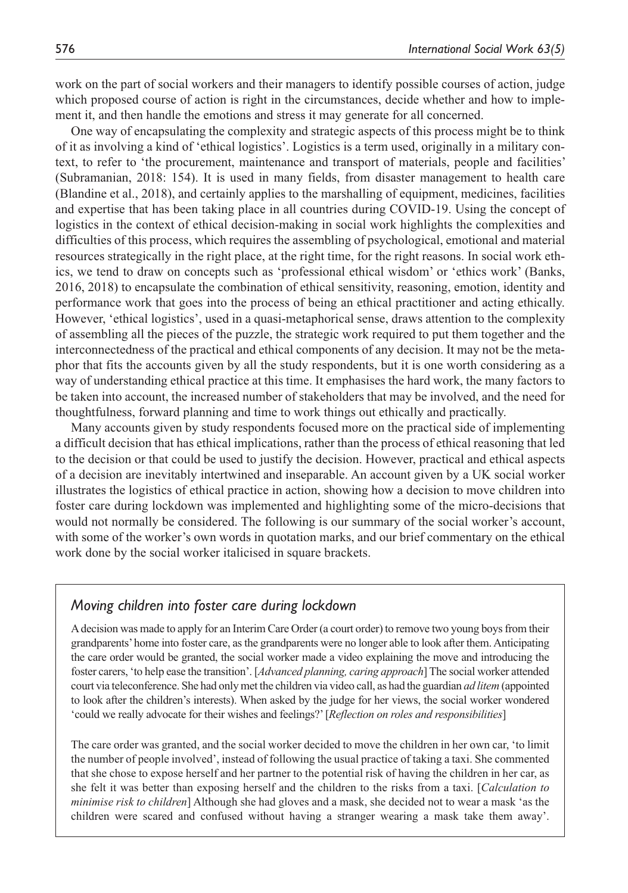work on the part of social workers and their managers to identify possible courses of action, judge which proposed course of action is right in the circumstances, decide whether and how to implement it, and then handle the emotions and stress it may generate for all concerned.

One way of encapsulating the complexity and strategic aspects of this process might be to think of it as involving a kind of 'ethical logistics'. Logistics is a term used, originally in a military context, to refer to 'the procurement, maintenance and transport of materials, people and facilities' (Subramanian, 2018: 154). It is used in many fields, from disaster management to health care (Blandine et al., 2018), and certainly applies to the marshalling of equipment, medicines, facilities and expertise that has been taking place in all countries during COVID-19. Using the concept of logistics in the context of ethical decision-making in social work highlights the complexities and difficulties of this process, which requires the assembling of psychological, emotional and material resources strategically in the right place, at the right time, for the right reasons. In social work ethics, we tend to draw on concepts such as 'professional ethical wisdom' or 'ethics work' (Banks, 2016, 2018) to encapsulate the combination of ethical sensitivity, reasoning, emotion, identity and performance work that goes into the process of being an ethical practitioner and acting ethically. However, 'ethical logistics', used in a quasi-metaphorical sense, draws attention to the complexity of assembling all the pieces of the puzzle, the strategic work required to put them together and the interconnectedness of the practical and ethical components of any decision. It may not be the metaphor that fits the accounts given by all the study respondents, but it is one worth considering as a way of understanding ethical practice at this time. It emphasises the hard work, the many factors to be taken into account, the increased number of stakeholders that may be involved, and the need for thoughtfulness, forward planning and time to work things out ethically and practically.

Many accounts given by study respondents focused more on the practical side of implementing a difficult decision that has ethical implications, rather than the process of ethical reasoning that led to the decision or that could be used to justify the decision. However, practical and ethical aspects of a decision are inevitably intertwined and inseparable. An account given by a UK social worker illustrates the logistics of ethical practice in action, showing how a decision to move children into foster care during lockdown was implemented and highlighting some of the micro-decisions that would not normally be considered. The following is our summary of the social worker's account, with some of the worker's own words in quotation marks, and our brief commentary on the ethical work done by the social worker italicised in square brackets.

### *Moving children into foster care during lockdown*

A decision was made to apply for an Interim Care Order (a court order) to remove two young boys from their grandparents' home into foster care, as the grandparents were no longer able to look after them. Anticipating the care order would be granted, the social worker made a video explaining the move and introducing the foster carers, 'to help ease the transition'. [*Advanced planning, caring approach*] The social worker attended court via teleconference. She had only met the children via video call, as had the guardian *ad litem* (appointed to look after the children's interests). When asked by the judge for her views, the social worker wondered 'could we really advocate for their wishes and feelings?' [*Reflection on roles and responsibilities*]

The care order was granted, and the social worker decided to move the children in her own car, 'to limit the number of people involved', instead of following the usual practice of taking a taxi. She commented that she chose to expose herself and her partner to the potential risk of having the children in her car, as she felt it was better than exposing herself and the children to the risks from a taxi. [*Calculation to minimise risk to children*] Although she had gloves and a mask, she decided not to wear a mask 'as the children were scared and confused without having a stranger wearing a mask take them away'.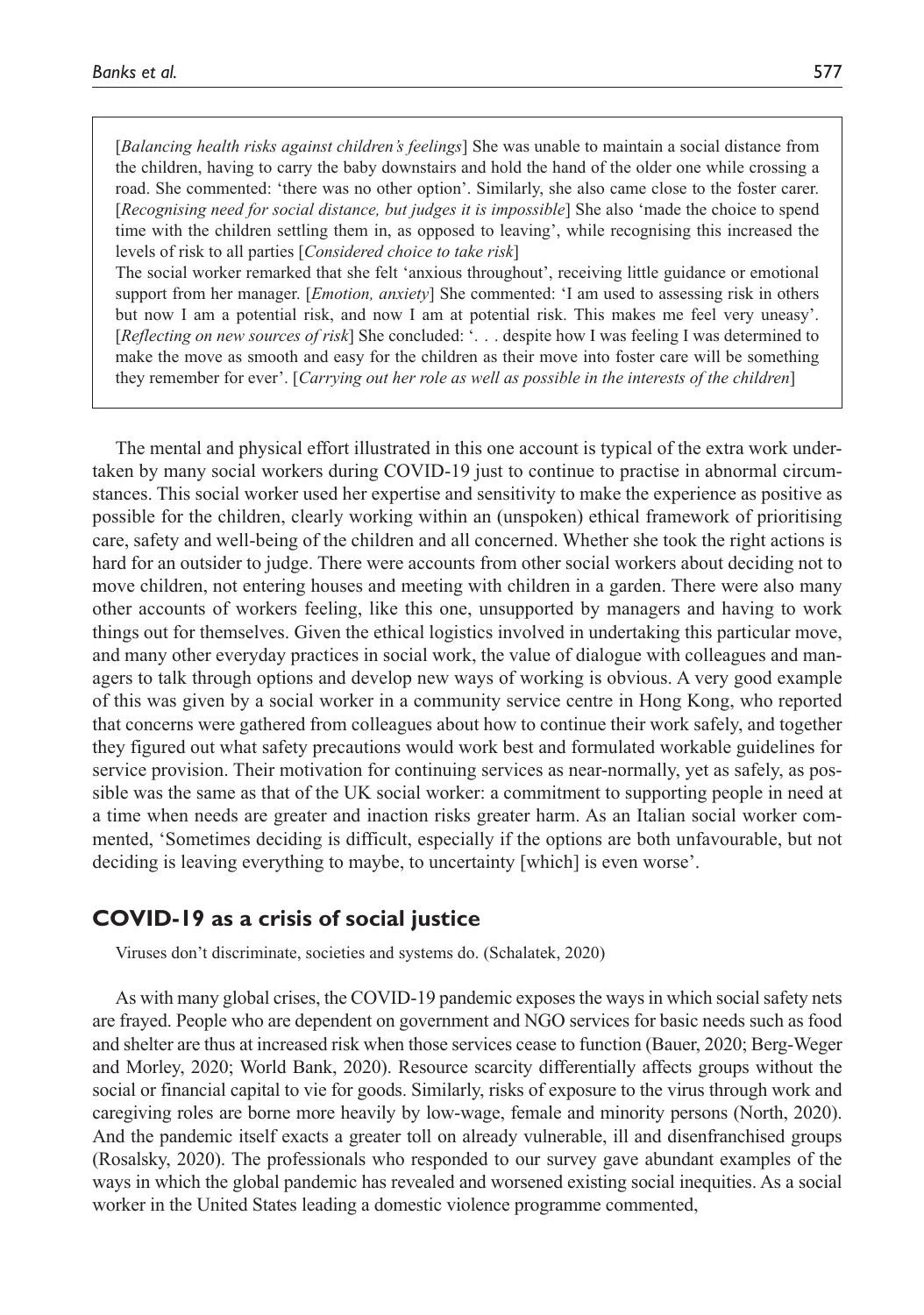> [*Balancing health risks against children's feelings*] She was unable to maintain a social distance from the children, having to carry the baby downstairs and hold the hand of the older one while crossing a road. She commented: 'there was no other option'. Similarly, she also came close to the foster carer. [*Recognising need for social distance, but judges it is impossible*] She also 'made the choice to spend time with the children settling them in, as opposed to leaving', while recognising this increased the levels of risk to all parties [*Considered choice to take risk*]
>
> The social worker remarked that she felt 'anxious throughout', receiving little guidance or emotional support from her manager. [*Emotion, anxiety*] She commented: 'I am used to assessing risk in others but now I am a potential risk, and now I am at potential risk. This makes me feel very uneasy'. [*Reflecting on new sources of risk*] She concluded: '. . . despite how I was feeling I was determined to make the move as smooth and easy for the children as their move into foster care will be something they remember for ever'. [*Carrying out her role as well as possible in the interests of the children*]

The mental and physical effort illustrated in this one account is typical of the extra work undertaken by many social workers during COVID-19 just to continue to practise in abnormal circumstances. This social worker used her expertise and sensitivity to make the experience as positive as possible for the children, clearly working within an (unspoken) ethical framework of prioritising care, safety and well-being of the children and all concerned. Whether she took the right actions is hard for an outsider to judge. There were accounts from other social workers about deciding not to move children, not entering houses and meeting with children in a garden. There were also many other accounts of workers feeling, like this one, unsupported by managers and having to work things out for themselves. Given the ethical logistics involved in undertaking this particular move, and many other everyday practices in social work, the value of dialogue with colleagues and managers to talk through options and develop new ways of working is obvious. A very good example of this was given by a social worker in a community service centre in Hong Kong, who reported that concerns were gathered from colleagues about how to continue their work safely, and together they figured out what safety precautions would work best and formulated workable guidelines for service provision. Their motivation for continuing services as near-normally, yet as safely, as possible was the same as that of the UK social worker: a commitment to supporting people in need at a time when needs are greater and inaction risks greater harm. As an Italian social worker commented, 'Sometimes deciding is difficult, especially if the options are both unfavourable, but not deciding is leaving everything to maybe, to uncertainty [which] is even worse'.

## COVID-19 as a crisis of social justice

> Viruses don't discriminate, societies and systems do. (Schalatek, 2020)

As with many global crises, the COVID-19 pandemic exposes the ways in which social safety nets are frayed. People who are dependent on government and NGO services for basic needs such as food and shelter are thus at increased risk when those services cease to function (Bauer, 2020; Berg-Weger and Morley, 2020; World Bank, 2020). Resource scarcity differentially affects groups without the social or financial capital to vie for goods. Similarly, risks of exposure to the virus through work and caregiving roles are borne more heavily by low-wage, female and minority persons (North, 2020). And the pandemic itself exacts a greater toll on already vulnerable, ill and disenfranchised groups (Rosalsky, 2020). The professionals who responded to our survey gave abundant examples of the ways in which the global pandemic has revealed and worsened existing social inequities. As a social worker in the United States leading a domestic violence programme commented,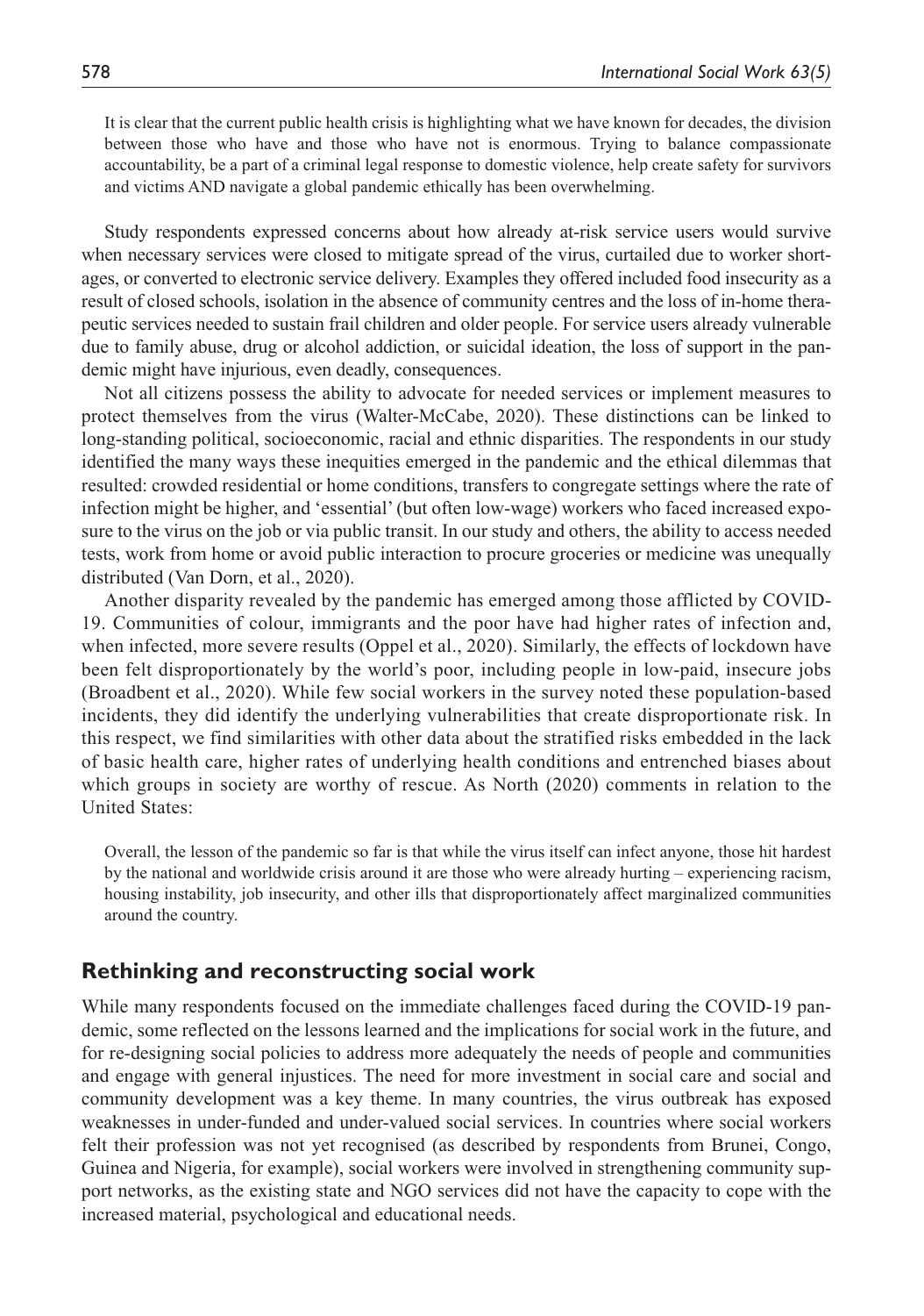> It is clear that the current public health crisis is highlighting what we have known for decades, the division between those who have and those who have not is enormous. Trying to balance compassionate accountability, be a part of a criminal legal response to domestic violence, help create safety for survivors and victims AND navigate a global pandemic ethically has been overwhelming.

Study respondents expressed concerns about how already at-risk service users would survive when necessary services were closed to mitigate spread of the virus, curtailed due to worker shortages, or converted to electronic service delivery. Examples they offered included food insecurity as a result of closed schools, isolation in the absence of community centres and the loss of in-home therapeutic services needed to sustain frail children and older people. For service users already vulnerable due to family abuse, drug or alcohol addiction, or suicidal ideation, the loss of support in the pandemic might have injurious, even deadly, consequences.

Not all citizens possess the ability to advocate for needed services or implement measures to protect themselves from the virus (Walter-McCabe, 2020). These distinctions can be linked to long-standing political, socioeconomic, racial and ethnic disparities. The respondents in our study identified the many ways these inequities emerged in the pandemic and the ethical dilemmas that resulted: crowded residential or home conditions, transfers to congregate settings where the rate of infection might be higher, and 'essential' (but often low-wage) workers who faced increased exposure to the virus on the job or via public transit. In our study and others, the ability to access needed tests, work from home or avoid public interaction to procure groceries or medicine was unequally distributed (Van Dorn, et al., 2020).

Another disparity revealed by the pandemic has emerged among those afflicted by COVID-19. Communities of colour, immigrants and the poor have had higher rates of infection and, when infected, more severe results (Oppel et al., 2020). Similarly, the effects of lockdown have been felt disproportionately by the world's poor, including people in low-paid, insecure jobs (Broadbent et al., 2020). While few social workers in the survey noted these population-based incidents, they did identify the underlying vulnerabilities that create disproportionate risk. In this respect, we find similarities with other data about the stratified risks embedded in the lack of basic health care, higher rates of underlying health conditions and entrenched biases about which groups in society are worthy of rescue. As North (2020) comments in relation to the United States:

> Overall, the lesson of the pandemic so far is that while the virus itself can infect anyone, those hit hardest by the national and worldwide crisis around it are those who were already hurting – experiencing racism, housing instability, job insecurity, and other ills that disproportionately affect marginalized communities around the country.

## Rethinking and reconstructing social work

While many respondents focused on the immediate challenges faced during the COVID-19 pandemic, some reflected on the lessons learned and the implications for social work in the future, and for re-designing social policies to address more adequately the needs of people and communities and engage with general injustices. The need for more investment in social care and social and community development was a key theme. In many countries, the virus outbreak has exposed weaknesses in under-funded and under-valued social services. In countries where social workers felt their profession was not yet recognised (as described by respondents from Brunei, Congo, Guinea and Nigeria, for example), social workers were involved in strengthening community support networks, as the existing state and NGO services did not have the capacity to cope with the increased material, psychological and educational needs.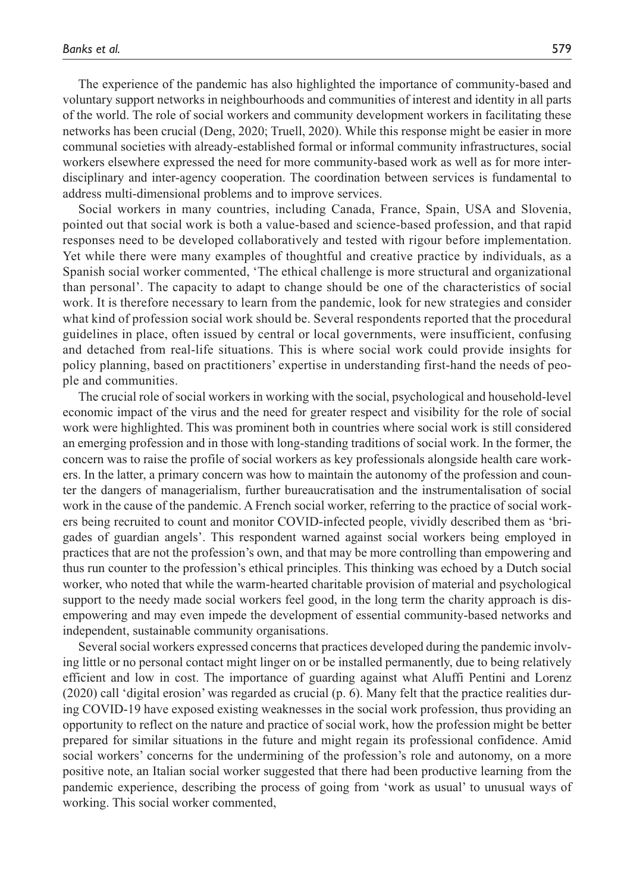The experience of the pandemic has also highlighted the importance of community-based and voluntary support networks in neighbourhoods and communities of interest and identity in all parts of the world. The role of social workers and community development workers in facilitating these networks has been crucial (Deng, 2020; Truell, 2020). While this response might be easier in more communal societies with already-established formal or informal community infrastructures, social workers elsewhere expressed the need for more community-based work as well as for more inter-disciplinary and inter-agency cooperation. The coordination between services is fundamental to address multi-dimensional problems and to improve services.

Social workers in many countries, including Canada, France, Spain, USA and Slovenia, pointed out that social work is both a value-based and science-based profession, and that rapid responses need to be developed collaboratively and tested with rigour before implementation. Yet while there were many examples of thoughtful and creative practice by individuals, as a Spanish social worker commented, 'The ethical challenge is more structural and organizational than personal'. The capacity to adapt to change should be one of the characteristics of social work. It is therefore necessary to learn from the pandemic, look for new strategies and consider what kind of profession social work should be. Several respondents reported that the procedural guidelines in place, often issued by central or local governments, were insufficient, confusing and detached from real-life situations. This is where social work could provide insights for policy planning, based on practitioners' expertise in understanding first-hand the needs of people and communities.

The crucial role of social workers in working with the social, psychological and household-level economic impact of the virus and the need for greater respect and visibility for the role of social work were highlighted. This was prominent both in countries where social work is still considered an emerging profession and in those with long-standing traditions of social work. In the former, the concern was to raise the profile of social workers as key professionals alongside health care workers. In the latter, a primary concern was how to maintain the autonomy of the profession and counter the dangers of managerialism, further bureaucratisation and the instrumentalisation of social work in the cause of the pandemic. A French social worker, referring to the practice of social workers being recruited to count and monitor COVID-infected people, vividly described them as 'brigades of guardian angels'. This respondent warned against social workers being employed in practices that are not the profession's own, and that may be more controlling than empowering and thus run counter to the profession's ethical principles. This thinking was echoed by a Dutch social worker, who noted that while the warm-hearted charitable provision of material and psychological support to the needy made social workers feel good, in the long term the charity approach is disempowering and may even impede the development of essential community-based networks and independent, sustainable community organisations.

Several social workers expressed concerns that practices developed during the pandemic involving little or no personal contact might linger on or be installed permanently, due to being relatively efficient and low in cost. The importance of guarding against what Aluffi Pentini and Lorenz (2020) call 'digital erosion' was regarded as crucial (p. 6). Many felt that the practice realities during COVID-19 have exposed existing weaknesses in the social work profession, thus providing an opportunity to reflect on the nature and practice of social work, how the profession might be better prepared for similar situations in the future and might regain its professional confidence. Amid social workers' concerns for the undermining of the profession's role and autonomy, on a more positive note, an Italian social worker suggested that there had been productive learning from the pandemic experience, describing the process of going from 'work as usual' to unusual ways of working. This social worker commented,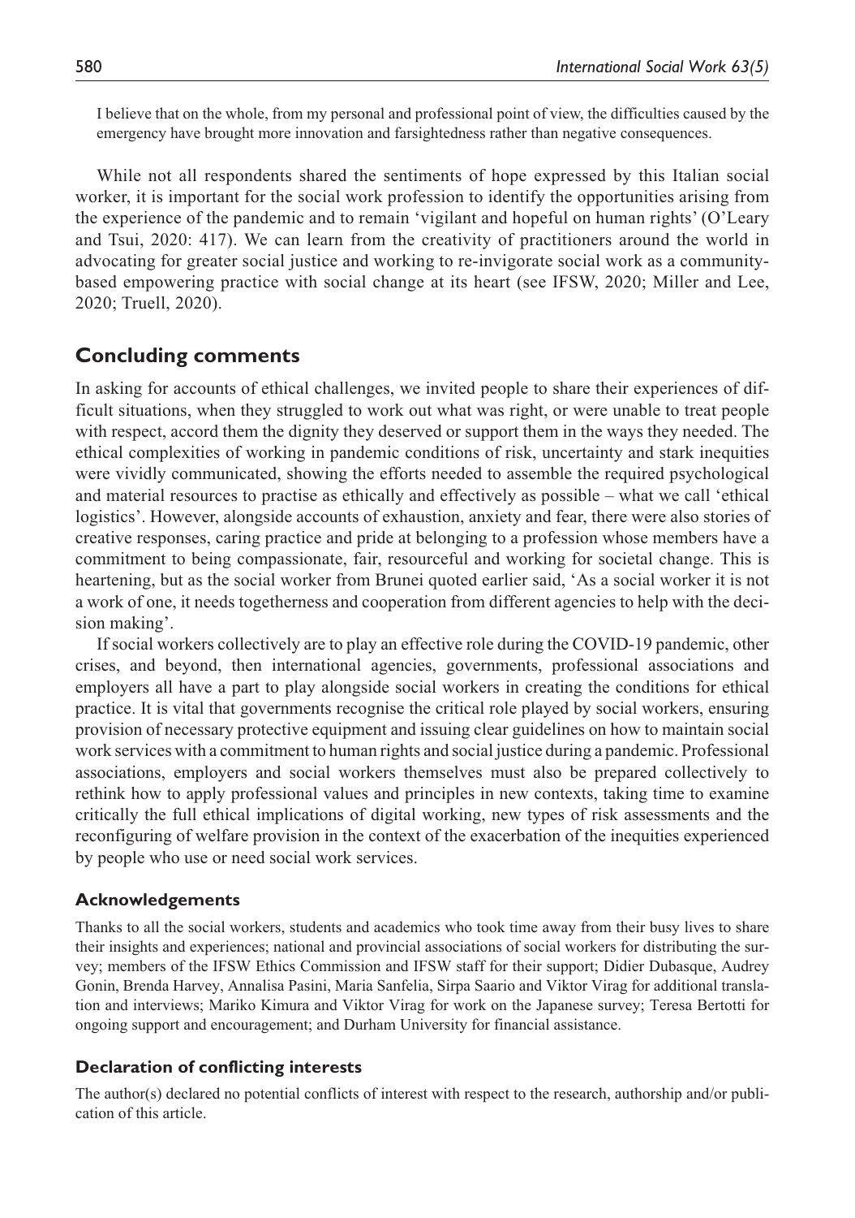> I believe that on the whole, from my personal and professional point of view, the difficulties caused by the emergency have brought more innovation and farsightedness rather than negative consequences.

While not all respondents shared the sentiments of hope expressed by this Italian social worker, it is important for the social work profession to identify the opportunities arising from the experience of the pandemic and to remain 'vigilant and hopeful on human rights' (O'Leary and Tsui, 2020: 417). We can learn from the creativity of practitioners around the world in advocating for greater social justice and working to re-invigorate social work as a community-based empowering practice with social change at its heart (see IFSW, 2020; Miller and Lee, 2020; Truell, 2020).

## Concluding comments

In asking for accounts of ethical challenges, we invited people to share their experiences of difficult situations, when they struggled to work out what was right, or were unable to treat people with respect, accord them the dignity they deserved or support them in the ways they needed. The ethical complexities of working in pandemic conditions of risk, uncertainty and stark inequities were vividly communicated, showing the efforts needed to assemble the required psychological and material resources to practise as ethically and effectively as possible – what we call 'ethical logistics'. However, alongside accounts of exhaustion, anxiety and fear, there were also stories of creative responses, caring practice and pride at belonging to a profession whose members have a commitment to being compassionate, fair, resourceful and working for societal change. This is heartening, but as the social worker from Brunei quoted earlier said, 'As a social worker it is not a work of one, it needs togetherness and cooperation from different agencies to help with the decision making'.

If social workers collectively are to play an effective role during the COVID-19 pandemic, other crises, and beyond, then international agencies, governments, professional associations and employers all have a part to play alongside social workers in creating the conditions for ethical practice. It is vital that governments recognise the critical role played by social workers, ensuring provision of necessary protective equipment and issuing clear guidelines on how to maintain social work services with a commitment to human rights and social justice during a pandemic. Professional associations, employers and social workers themselves must also be prepared collectively to rethink how to apply professional values and principles in new contexts, taking time to examine critically the full ethical implications of digital working, new types of risk assessments and the reconfiguring of welfare provision in the context of the exacerbation of the inequities experienced by people who use or need social work services.

### Acknowledgements

Thanks to all the social workers, students and academics who took time away from their busy lives to share their insights and experiences; national and provincial associations of social workers for distributing the survey; members of the IFSW Ethics Commission and IFSW staff for their support; Didier Dubasque, Audrey Gonin, Brenda Harvey, Annalisa Pasini, Maria Sanfelia, Sirpa Saario and Viktor Virag for additional translation and interviews; Mariko Kimura and Viktor Virag for work on the Japanese survey; Teresa Bertotti for ongoing support and encouragement; and Durham University for financial assistance.

### Declaration of conflicting interests

The author(s) declared no potential conflicts of interest with respect to the research, authorship and/or publication of this article.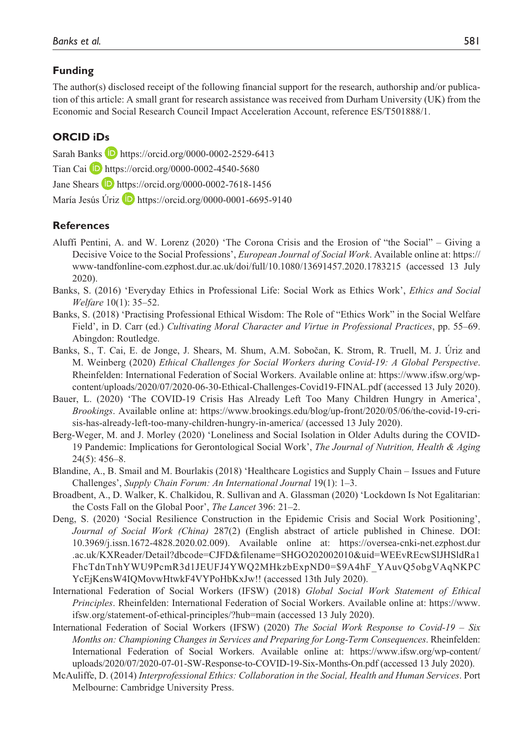## Funding

The author(s) disclosed receipt of the following financial support for the research, authorship and/or publication of this article: A small grant for research assistance was received from Durham University (UK) from the Economic and Social Research Council Impact Acceleration Account, reference ES/T501888/1.

## ORCID iDs

Sarah Banks https://orcid.org/0000-0002-2529-6413
Tian Cai https://orcid.org/0000-0002-4540-5680
Jane Shears https://orcid.org/0000-0002-7618-1456
María Jesús Úriz https://orcid.org/0000-0001-6695-9140

## References

Aluffi Pentini, A. and W. Lorenz (2020) 'The Corona Crisis and the Erosion of "the Social" – Giving a Decisive Voice to the Social Professions', *European Journal of Social Work*. Available online at: https://www-tandfonline-com.ezphost.dur.ac.uk/doi/full/10.1080/13691457.2020.1783215 (accessed 13 July 2020).

Banks, S. (2016) 'Everyday Ethics in Professional Life: Social Work as Ethics Work', *Ethics and Social Welfare* 10(1): 35–52.

Banks, S. (2018) 'Practising Professional Ethical Wisdom: The Role of "Ethics Work" in the Social Welfare Field', in D. Carr (ed.) *Cultivating Moral Character and Virtue in Professional Practices*, pp. 55–69. Abingdon: Routledge.

Banks, S., T. Cai, E. de Jonge, J. Shears, M. Shum, A.M. Sobočan, K. Strom, R. Truell, M. J. Úriz and M. Weinberg (2020) *Ethical Challenges for Social Workers during Covid-19: A Global Perspective*. Rheinfelden: International Federation of Social Workers. Available online at: https://www.ifsw.org/wp-content/uploads/2020/07/2020-06-30-Ethical-Challenges-Covid19-FINAL.pdf (accessed 13 July 2020).

Bauer, L. (2020) 'The COVID-19 Crisis Has Already Left Too Many Children Hungry in America', *Brookings*. Available online at: https://www.brookings.edu/blog/up-front/2020/05/06/the-covid-19-crisis-has-already-left-too-many-children-hungry-in-america/ (accessed 13 July 2020).

Berg-Weger, M. and J. Morley (2020) 'Loneliness and Social Isolation in Older Adults during the COVID-19 Pandemic: Implications for Gerontological Social Work', *The Journal of Nutrition, Health & Aging* 24(5): 456–8.

Blandine, A., B. Smail and M. Bourlakis (2018) 'Healthcare Logistics and Supply Chain – Issues and Future Challenges', *Supply Chain Forum: An International Journal* 19(1): 1–3.

Broadbent, A., D. Walker, K. Chalkidou, R. Sullivan and A. Glassman (2020) 'Lockdown Is Not Egalitarian: the Costs Fall on the Global Poor', *The Lancet* 396: 21–2.

Deng, S. (2020) 'Social Resilience Construction in the Epidemic Crisis and Social Work Positioning', *Journal of Social Work (China)* 287(2) (English abstract of article published in Chinese. DOI: 10.3969/j.issn.1672-4828.2020.02.009). Available online at: https://oversea-cnki-net.ezphost.dur.ac.uk/KXReader/Detail?dbcode=CJFD&filename=SHGO202002010&uid=WEEvREcwSlJHSldRa1FhcTdnTnhYWU9PcmR3d1JEUFJ4YWQ2MHkzbExpND0=$9A4hF_YAuvQ5obgVAqNKPCYcEjKensW4IQMovwHtwkF4VYPoHbKxJw!! (accessed 13th July 2020).

International Federation of Social Workers (IFSW) (2018) *Global Social Work Statement of Ethical Principles*. Rheinfelden: International Federation of Social Workers. Available online at: https://www.ifsw.org/statement-of-ethical-principles/?hub=main (accessed 13 July 2020).

International Federation of Social Workers (IFSW) (2020) *The Social Work Response to Covid-19 – Six Months on: Championing Changes in Services and Preparing for Long-Term Consequences*. Rheinfelden: International Federation of Social Workers. Available online at: https://www.ifsw.org/wp-content/uploads/2020/07/2020-07-01-SW-Response-to-COVID-19-Six-Months-On.pdf (accessed 13 July 2020).

McAuliffe, D. (2014) *Interprofessional Ethics: Collaboration in the Social, Health and Human Services*. Port Melbourne: Cambridge University Press.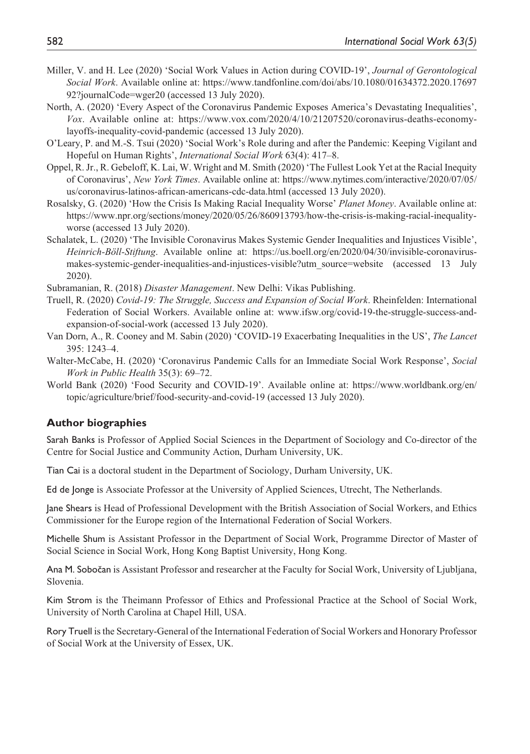Miller, V. and H. Lee (2020) 'Social Work Values in Action during COVID-19', *Journal of Gerontological Social Work*. Available online at: https://www.tandfonline.com/doi/abs/10.1080/01634372.2020.1769792?journalCode=wger20 (accessed 13 July 2020).

North, A. (2020) 'Every Aspect of the Coronavirus Pandemic Exposes America's Devastating Inequalities', *Vox*. Available online at: https://www.vox.com/2020/4/10/21207520/coronavirus-deaths-economy-layoffs-inequality-covid-pandemic (accessed 13 July 2020).

O'Leary, P. and M.-S. Tsui (2020) 'Social Work's Role during and after the Pandemic: Keeping Vigilant and Hopeful on Human Rights', *International Social Work* 63(4): 417–8.

Oppel, R. Jr., R. Gebeloff, K. Lai, W. Wright and M. Smith (2020) 'The Fullest Look Yet at the Racial Inequity of Coronavirus', *New York Times*. Available online at: https://www.nytimes.com/interactive/2020/07/05/us/coronavirus-latinos-african-americans-cdc-data.html (accessed 13 July 2020).

Rosalsky, G. (2020) 'How the Crisis Is Making Racial Inequality Worse' *Planet Money*. Available online at: https://www.npr.org/sections/money/2020/05/26/860913793/how-the-crisis-is-making-racial-inequality-worse (accessed 13 July 2020).

Schalatek, L. (2020) 'The Invisible Coronavirus Makes Systemic Gender Inequalities and Injustices Visible', *Heinrich-Böll-Stiftung*. Available online at: https://us.boell.org/en/2020/04/30/invisible-coronavirus-makes-systemic-gender-inequalities-and-injustices-visible?utm_source=website (accessed 13 July 2020).

Subramanian, R. (2018) *Disaster Management*. New Delhi: Vikas Publishing.

Truell, R. (2020) *Covid-19: The Struggle, Success and Expansion of Social Work*. Rheinfelden: International Federation of Social Workers. Available online at: www.ifsw.org/covid-19-the-struggle-success-and-expansion-of-social-work (accessed 13 July 2020).

Van Dorn, A., R. Cooney and M. Sabin (2020) 'COVID-19 Exacerbating Inequalities in the US', *The Lancet* 395: 1243–4.

Walter-McCabe, H. (2020) 'Coronavirus Pandemic Calls for an Immediate Social Work Response', *Social Work in Public Health* 35(3): 69–72.

World Bank (2020) 'Food Security and COVID-19'. Available online at: https://www.worldbank.org/en/topic/agriculture/brief/food-security-and-covid-19 (accessed 13 July 2020).

## Author biographies

Sarah Banks is Professor of Applied Social Sciences in the Department of Sociology and Co-director of the Centre for Social Justice and Community Action, Durham University, UK.

Tian Cai is a doctoral student in the Department of Sociology, Durham University, UK.

Ed de Jonge is Associate Professor at the University of Applied Sciences, Utrecht, The Netherlands.

Jane Shears is Head of Professional Development with the British Association of Social Workers, and Ethics Commissioner for the Europe region of the International Federation of Social Workers.

Michelle Shum is Assistant Professor in the Department of Social Work, Programme Director of Master of Social Science in Social Work, Hong Kong Baptist University, Hong Kong.

Ana M. Sobočan is Assistant Professor and researcher at the Faculty for Social Work, University of Ljubljana, Slovenia.

Kim Strom is the Theimann Professor of Ethics and Professional Practice at the School of Social Work, University of North Carolina at Chapel Hill, USA.

Rory Truell is the Secretary-General of the International Federation of Social Workers and Honorary Professor of Social Work at the University of Essex, UK.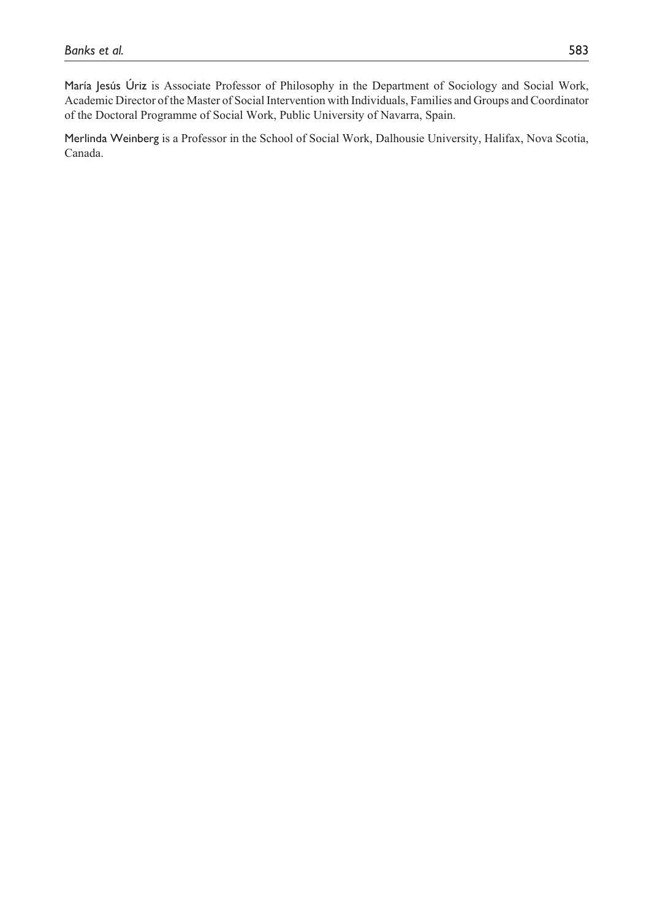**María Jesús Úriz** is Associate Professor of Philosophy in the Department of Sociology and Social Work, Academic Director of the Master of Social Intervention with Individuals, Families and Groups and Coordinator of the Doctoral Programme of Social Work, Public University of Navarra, Spain.

**Merlinda Weinberg** is a Professor in the School of Social Work, Dalhousie University, Halifax, Nova Scotia, Canada.